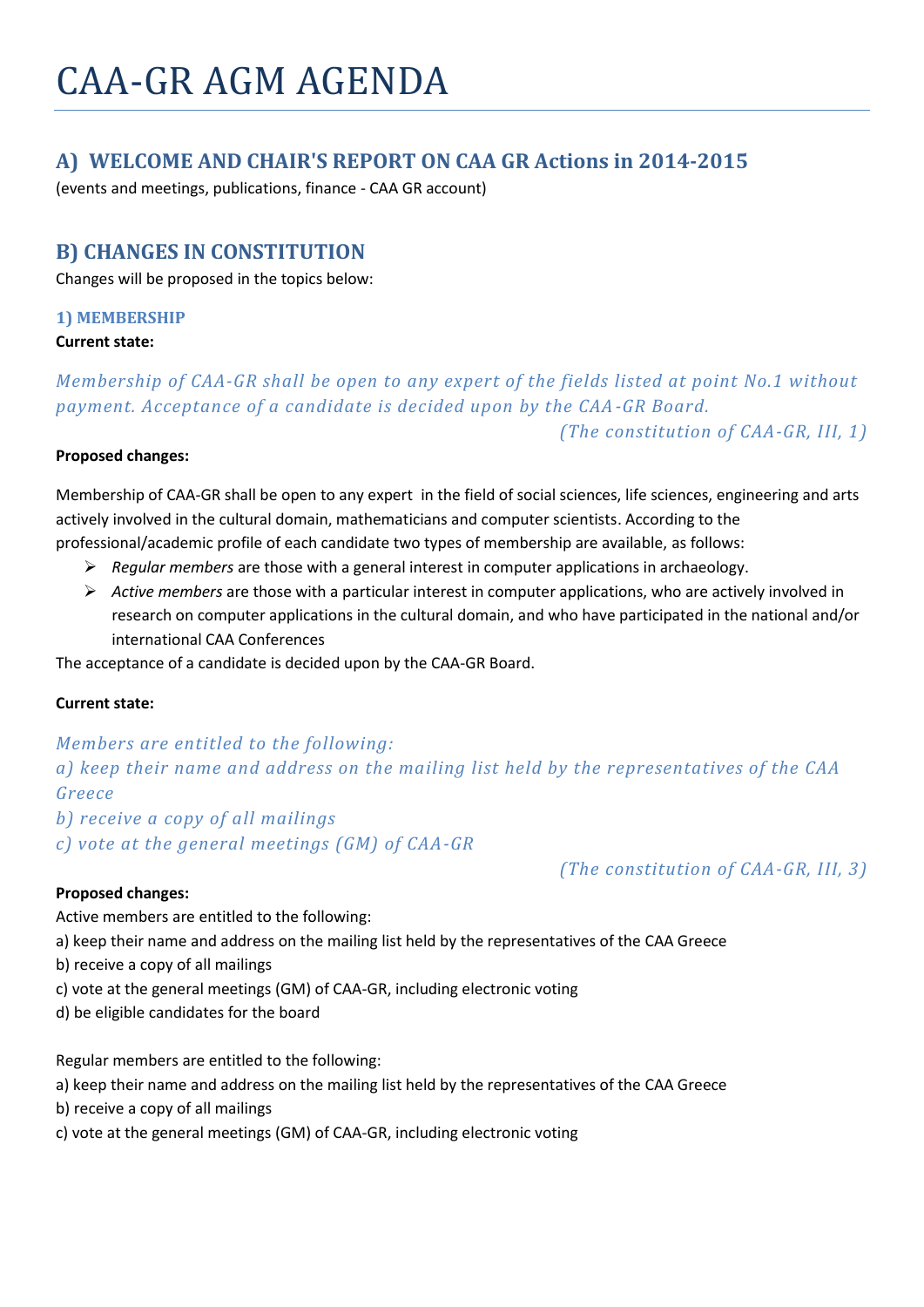# CAA-GR AGM AGENDA

## A) WELCOME AND CHAIR'S REPORT ON CAA GR Actions in 2014-2015

(events and meetings, publications, finance - CAA GR account)

## B) CHANGES IN CONSTITUTION

Changes will be proposed in the topics below:

### 1) MEMBERSHIP

**Current state:**

*Membership of CAA-GR shall be open to any expert of the fields listed at point No.1 without payment. Acceptance of a candidate is decided upon by the CAA-GR Board.*

*(The constitution of CAA-GR, III, 1)*

**Proposed changes:**

Membership of CAA-GR shall be open to any expert in the field of social sciences, life sciences, engineering and arts actively involved in the cultural domain, mathematicians and computer scientists. According to the professional/academic profile of each candidate two types of membership are available, as follows:

- *Regular members* are those with a general interest in computer applications in archaeology.
- *Active members* are those with a particular interest in computer applications, who are actively involved in research on computer applications in the cultural domain, and who have participated in the national and/or international CAA Conferences

The acceptance of a candidate is decided upon by the CAA-GR Board.

**Current state:**

*Members are entitled to the following:*
*a) keep their name and address on the mailing list held by the representatives of the CAA Greece*
*b) receive a copy of all mailings*
*c) vote at the general meetings (GM) of CAA-GR*

*(The constitution of CAA-GR, III, 3)*

**Proposed changes:**

Active members are entitled to the following:
a) keep their name and address on the mailing list held by the representatives of the CAA Greece
b) receive a copy of all mailings
c) vote at the general meetings (GM) of CAA-GR, including electronic voting
d) be eligible candidates for the board

Regular members are entitled to the following:
a) keep their name and address on the mailing list held by the representatives of the CAA Greece
b) receive a copy of all mailings
c) vote at the general meetings (GM) of CAA-GR, including electronic voting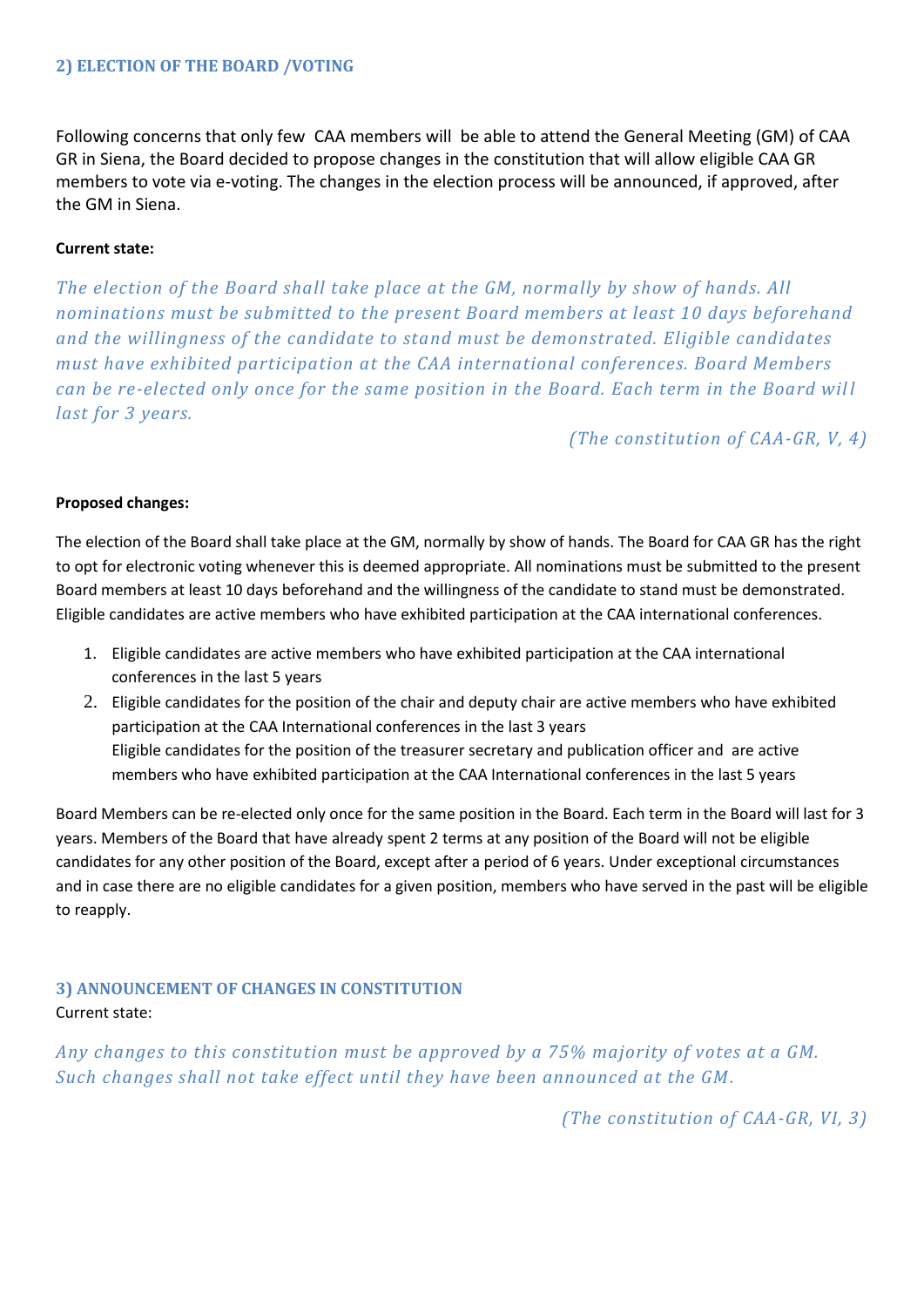### 2) ELECTION OF THE BOARD /VOTING

Following concerns that only few CAA members will be able to attend the General Meeting (GM) of CAA GR in Siena, the Board decided to propose changes in the constitution that will allow eligible CAA GR members to vote via e-voting. The changes in the election process will be announced, if approved, after the GM in Siena.

**Current state:**

*The election of the Board shall take place at the GM, normally by show of hands. All nominations must be submitted to the present Board members at least 10 days beforehand and the willingness of the candidate to stand must be demonstrated. Eligible candidates must have exhibited participation at the CAA international conferences. Board Members can be re-elected only once for the same position in the Board. Each term in the Board will last for 3 years.*

*(The constitution of CAA-GR, V, 4)*

**Proposed changes:**

The election of the Board shall take place at the GM, normally by show of hands. The Board for CAA GR has the right to opt for electronic voting whenever this is deemed appropriate. All nominations must be submitted to the present Board members at least 10 days beforehand and the willingness of the candidate to stand must be demonstrated. Eligible candidates are active members who have exhibited participation at the CAA international conferences.

1. Eligible candidates are active members who have exhibited participation at the CAA international conferences in the last 5 years
2. Eligible candidates for the position of the chair and deputy chair are active members who have exhibited participation at the CAA International conferences in the last 3 years
   Eligible candidates for the position of the treasurer secretary and publication officer and are active members who have exhibited participation at the CAA International conferences in the last 5 years

Board Members can be re-elected only once for the same position in the Board. Each term in the Board will last for 3 years. Members of the Board that have already spent 2 terms at any position of the Board will not be eligible candidates for any other position of the Board, except after a period of 6 years. Under exceptional circumstances and in case there are no eligible candidates for a given position, members who have served in the past will be eligible to reapply.

### 3) ANNOUNCEMENT OF CHANGES IN CONSTITUTION

Current state:

*Any changes to this constitution must be approved by a 75% majority of votes at a GM. Such changes shall not take effect until they have been announced at the GM.*

*(The constitution of CAA-GR, VI, 3)*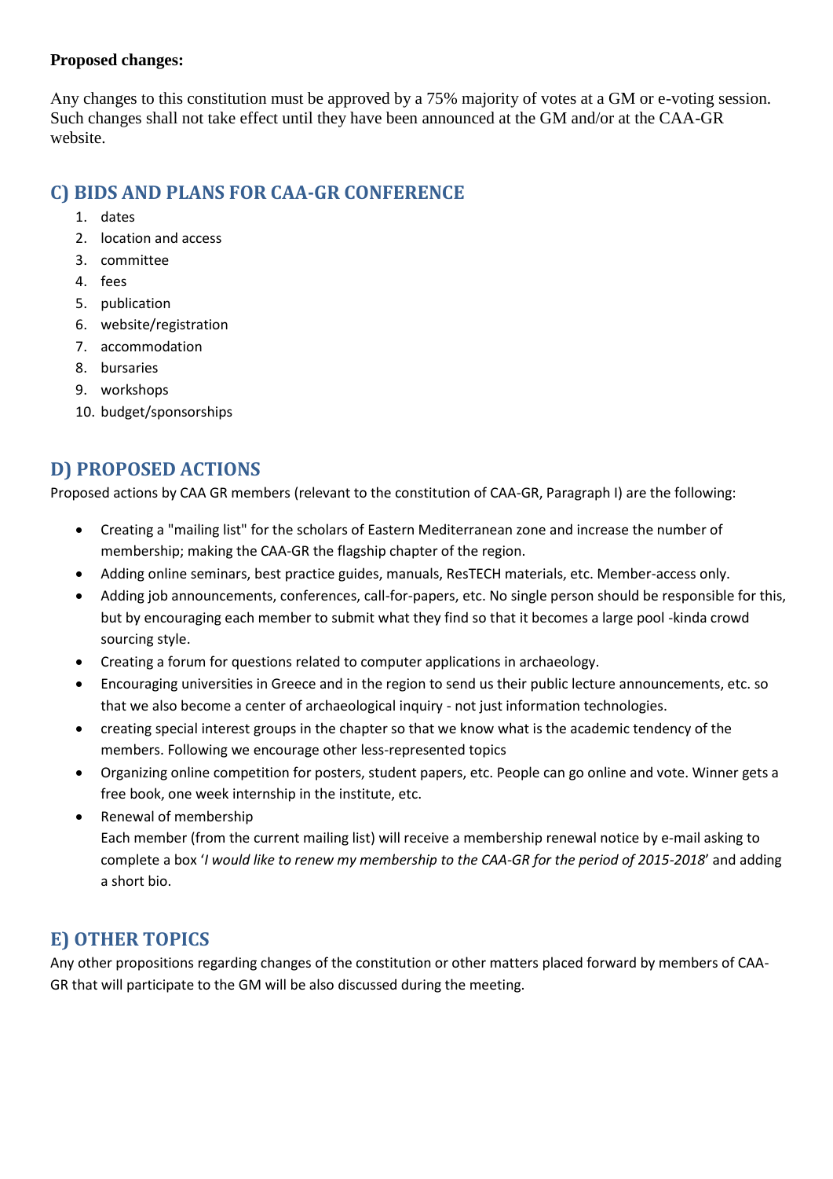**Proposed changes:**

Any changes to this constitution must be approved by a 75% majority of votes at a GM or e-voting session. Such changes shall not take effect until they have been announced at the GM and/or at the CAA-GR website.

## C) BIDS AND PLANS FOR CAA-GR CONFERENCE

1. dates
2. location and access
3. committee
4. fees
5. publication
6. website/registration
7. accommodation
8. bursaries
9. workshops
10. budget/sponsorships

## D) PROPOSED ACTIONS

Proposed actions by CAA GR members (relevant to the constitution of CAA-GR, Paragraph I) are the following:

- Creating a "mailing list" for the scholars of Eastern Mediterranean zone and increase the number of membership; making the CAA-GR the flagship chapter of the region.
- Adding online seminars, best practice guides, manuals, ResTECH materials, etc. Member-access only.
- Adding job announcements, conferences, call-for-papers, etc. No single person should be responsible for this, but by encouraging each member to submit what they find so that it becomes a large pool -kinda crowd sourcing style.
- Creating a forum for questions related to computer applications in archaeology.
- Encouraging universities in Greece and in the region to send us their public lecture announcements, etc. so that we also become a center of archaeological inquiry - not just information technologies.
- creating special interest groups in the chapter so that we know what is the academic tendency of the members. Following we encourage other less-represented topics
- Organizing online competition for posters, student papers, etc. People can go online and vote. Winner gets a free book, one week internship in the institute, etc.
- Renewal of membership
  Each member (from the current mailing list) will receive a membership renewal notice by e-mail asking to complete a box '*I would like to renew my membership to the CAA-GR for the period of 2015-2018*' and adding a short bio.

## E) OTHER TOPICS

Any other propositions regarding changes of the constitution or other matters placed forward by members of CAA-GR that will participate to the GM will be also discussed during the meeting.